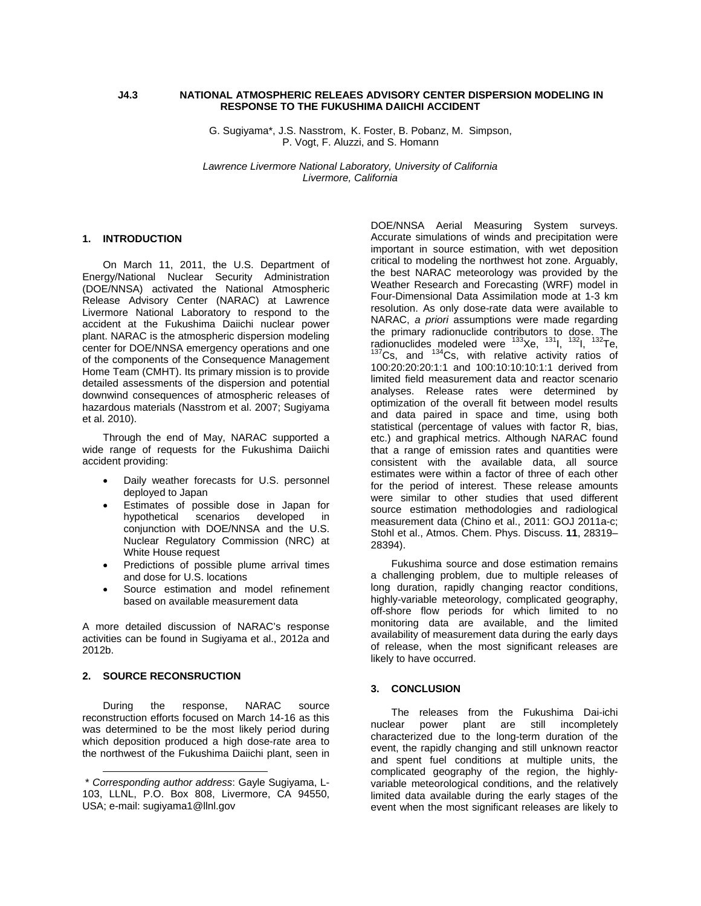# J4.3 NATIONAL ATMOSPHERIC RELEAES ADVISORY CENTER DISPERSION MODELING IN RESPONSE TO THE FUKUSHIMA DAIICHI ACCIDENT

G. Sugiyama*, J.S. Nasstrom, K. Foster, B. Pobanz, M. Simpson, P. Vogt, F. Aluzzi, and S. Homann

*Lawrence Livermore National Laboratory, University of California*
*Livermore, California*

## 1. INTRODUCTION

On March 11, 2011, the U.S. Department of Energy/National Nuclear Security Administration (DOE/NNSA) activated the National Atmospheric Release Advisory Center (NARAC) at Lawrence Livermore National Laboratory to respond to the accident at the Fukushima Daiichi nuclear power plant. NARAC is the atmospheric dispersion modeling center for DOE/NNSA emergency operations and one of the components of the Consequence Management Home Team (CMHT). Its primary mission is to provide detailed assessments of the dispersion and potential downwind consequences of atmospheric releases of hazardous materials (Nasstrom et al. 2007; Sugiyama et al. 2010).

Through the end of May, NARAC supported a wide range of requests for the Fukushima Daiichi accident providing:

- Daily weather forecasts for U.S. personnel deployed to Japan
- Estimates of possible dose in Japan for hypothetical scenarios developed in conjunction with DOE/NNSA and the U.S. Nuclear Regulatory Commission (NRC) at White House request
- Predictions of possible plume arrival times and dose for U.S. locations
- Source estimation and model refinement based on available measurement data

A more detailed discussion of NARAC's response activities can be found in Sugiyama et al., 2012a and 2012b.

## 2. SOURCE RECONSRUCTION

During the response, NARAC source reconstruction efforts focused on March 14-16 as this was determined to be the most likely period during which deposition produced a high dose-rate area to the northwest of the Fukushima Daiichi plant, seen in DOE/NNSA Aerial Measuring System surveys. Accurate simulations of winds and precipitation were important in source estimation, with wet deposition critical to modeling the northwest hot zone. Arguably, the best NARAC meteorology was provided by the Weather Research and Forecasting (WRF) model in Four-Dimensional Data Assimilation mode at 1-3 km resolution. As only dose-rate data were available to NARAC, *a priori* assumptions were made regarding the primary radionuclide contributors to dose. The radionuclides modeled were $^{133}$Xe, $^{131}$I, $^{132}$I, $^{132}$Te, $^{137}$Cs, and $^{134}$Cs, with relative activity ratios of 100:20:20:20:1:1 and 100:10:10:10:1:1 derived from limited field measurement data and reactor scenario analyses. Release rates were determined by optimization of the overall fit between model results and data paired in space and time, using both statistical (percentage of values with factor R, bias, etc.) and graphical metrics. Although NARAC found that a range of emission rates and quantities were consistent with the available data, all source estimates were within a factor of three of each other for the period of interest. These release amounts were similar to other studies that used different source estimation methodologies and radiological measurement data (Chino et al., 2011: GOJ 2011a-c; Stohl et al., Atmos. Chem. Phys. Discuss. **11**, 28319–28394).

Fukushima source and dose estimation remains a challenging problem, due to multiple releases of long duration, rapidly changing reactor conditions, highly-variable meteorology, complicated geography, off-shore flow periods for which limited to no monitoring data are available, and the limited availability of measurement data during the early days of release, when the most significant releases are likely to have occurred.

## 3. CONCLUSION

The releases from the Fukushima Dai-ichi nuclear power plant are still incompletely characterized due to the long-term duration of the event, the rapidly changing and still unknown reactor and spent fuel conditions at multiple units, the complicated geography of the region, the highly-variable meteorological conditions, and the relatively limited data available during the early stages of the event when the most significant releases are likely to

\* *Corresponding author address*: Gayle Sugiyama, L-103, LLNL, P.O. Box 808, Livermore, CA 94550, USA; e-mail: sugiyama1@llnl.gov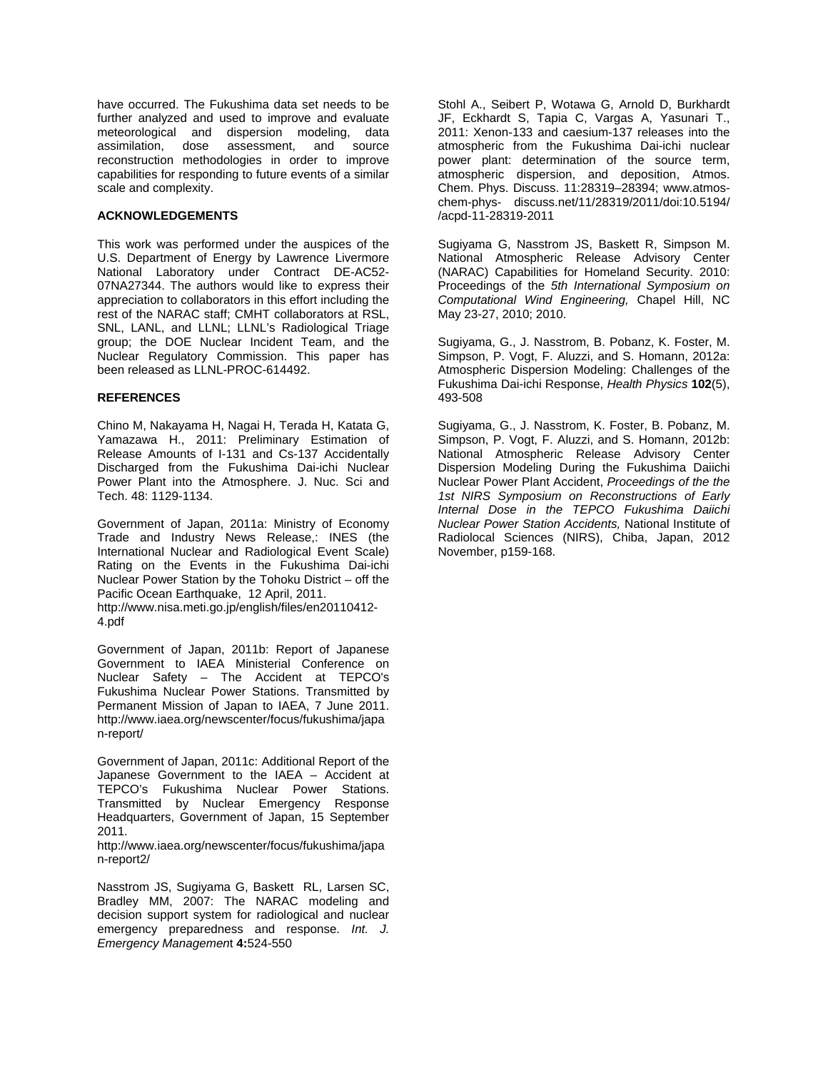have occurred. The Fukushima data set needs to be further analyzed and used to improve and evaluate meteorological and dispersion modeling, data assimilation, dose assessment, and source reconstruction methodologies in order to improve capabilities for responding to future events of a similar scale and complexity.

## ACKNOWLEDGEMENTS

This work was performed under the auspices of the U.S. Department of Energy by Lawrence Livermore National Laboratory under Contract DE-AC52-07NA27344. The authors would like to express their appreciation to collaborators in this effort including the rest of the NARAC staff; CMHT collaborators at RSL, SNL, LANL, and LLNL; LLNL's Radiological Triage group; the DOE Nuclear Incident Team, and the Nuclear Regulatory Commission. This paper has been released as LLNL-PROC-614492.

## REFERENCES

Chino M, Nakayama H, Nagai H, Terada H, Katata G, Yamazawa H., 2011: Preliminary Estimation of Release Amounts of I-131 and Cs-137 Accidentally Discharged from the Fukushima Dai-ichi Nuclear Power Plant into the Atmosphere. J. Nuc. Sci and Tech. 48: 1129-1134.

Government of Japan, 2011a: Ministry of Economy Trade and Industry News Release,: INES (the International Nuclear and Radiological Event Scale) Rating on the Events in the Fukushima Dai-ichi Nuclear Power Station by the Tohoku District – off the Pacific Ocean Earthquake, 12 April, 2011. http://www.nisa.meti.go.jp/english/files/en20110412-4.pdf

Government of Japan, 2011b: Report of Japanese Government to IAEA Ministerial Conference on Nuclear Safety – The Accident at TEPCO's Fukushima Nuclear Power Stations. Transmitted by Permanent Mission of Japan to IAEA, 7 June 2011. http://www.iaea.org/newscenter/focus/fukushima/japan-report/

Government of Japan, 2011c: Additional Report of the Japanese Government to the IAEA – Accident at TEPCO's Fukushima Nuclear Power Stations. Transmitted by Nuclear Emergency Response Headquarters, Government of Japan, 15 September 2011.
http://www.iaea.org/newscenter/focus/fukushima/japan-report2/

Nasstrom JS, Sugiyama G, Baskett RL, Larsen SC, Bradley MM, 2007: The NARAC modeling and decision support system for radiological and nuclear emergency preparedness and response. *Int. J. Emergency Managemen*t **4:**524-550

Stohl A., Seibert P, Wotawa G, Arnold D, Burkhardt JF, Eckhardt S, Tapia C, Vargas A, Yasunari T., 2011: Xenon-133 and caesium-137 releases into the atmospheric from the Fukushima Dai-ichi nuclear power plant: determination of the source term, atmospheric dispersion, and deposition, Atmos. Chem. Phys. Discuss. 11:28319–28394; www.atmos-chem-phys- discuss.net/11/28319/2011/doi:10.5194/ /acpd-11-28319-2011

Sugiyama G, Nasstrom JS, Baskett R, Simpson M. National Atmospheric Release Advisory Center (NARAC) Capabilities for Homeland Security. 2010: Proceedings of the *5th International Symposium on Computational Wind Engineering,* Chapel Hill, NC May 23-27, 2010; 2010.

Sugiyama, G., J. Nasstrom, B. Pobanz, K. Foster, M. Simpson, P. Vogt, F. Aluzzi, and S. Homann, 2012a: Atmospheric Dispersion Modeling: Challenges of the Fukushima Dai-ichi Response, *Health Physics* **102**(5), 493-508

Sugiyama, G., J. Nasstrom, K. Foster, B. Pobanz, M. Simpson, P. Vogt, F. Aluzzi, and S. Homann, 2012b: National Atmospheric Release Advisory Center Dispersion Modeling During the Fukushima Daiichi Nuclear Power Plant Accident, *Proceedings of the the 1st NIRS Symposium on Reconstructions of Early Internal Dose in the TEPCO Fukushima Daiichi Nuclear Power Station Accidents,* National Institute of Radiolocal Sciences (NIRS), Chiba, Japan, 2012 November, p159-168.